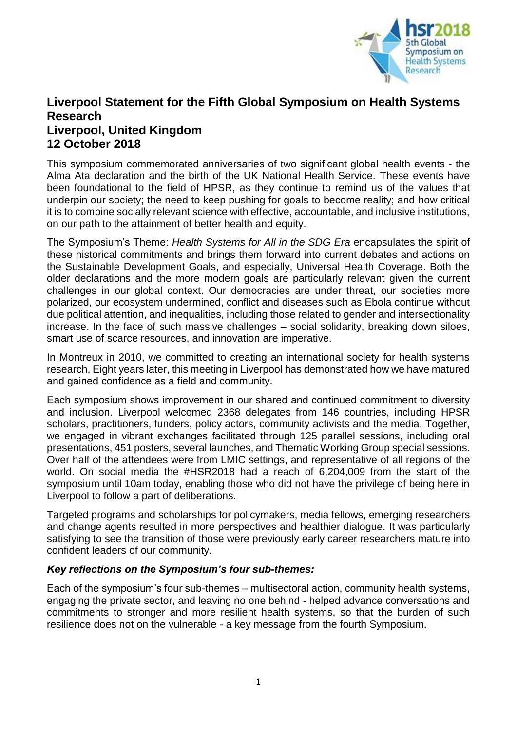# Liverpool Statement for the Fifth Global Symposium on Health Systems Research
## Liverpool, United Kingdom
## 12 October 2018

This symposium commemorated anniversaries of two significant global health events - the Alma Ata declaration and the birth of the UK National Health Service. These events have been foundational to the field of HPSR, as they continue to remind us of the values that underpin our society; the need to keep pushing for goals to become reality; and how critical it is to combine socially relevant science with effective, accountable, and inclusive institutions, on our path to the attainment of better health and equity.

The Symposium's Theme: *Health Systems for All in the SDG Era* encapsulates the spirit of these historical commitments and brings them forward into current debates and actions on the Sustainable Development Goals, and especially, Universal Health Coverage. Both the older declarations and the more modern goals are particularly relevant given the current challenges in our global context. Our democracies are under threat, our societies more polarized, our ecosystem undermined, conflict and diseases such as Ebola continue without due political attention, and inequalities, including those related to gender and intersectionality increase. In the face of such massive challenges – social solidarity, breaking down siloes, smart use of scarce resources, and innovation are imperative.

In Montreux in 2010, we committed to creating an international society for health systems research. Eight years later, this meeting in Liverpool has demonstrated how we have matured and gained confidence as a field and community.

Each symposium shows improvement in our shared and continued commitment to diversity and inclusion. Liverpool welcomed 2368 delegates from 146 countries, including HPSR scholars, practitioners, funders, policy actors, community activists and the media. Together, we engaged in vibrant exchanges facilitated through 125 parallel sessions, including oral presentations, 451 posters, several launches, and Thematic Working Group special sessions. Over half of the attendees were from LMIC settings, and representative of all regions of the world. On social media the #HSR2018 had a reach of 6,204,009 from the start of the symposium until 10am today, enabling those who did not have the privilege of being here in Liverpool to follow a part of deliberations.

Targeted programs and scholarships for policymakers, media fellows, emerging researchers and change agents resulted in more perspectives and healthier dialogue. It was particularly satisfying to see the transition of those were previously early career researchers mature into confident leaders of our community.

### *Key reflections on the Symposium's four sub-themes:*

Each of the symposium's four sub-themes – multisectoral action, community health systems, engaging the private sector, and leaving no one behind - helped advance conversations and commitments to stronger and more resilient health systems, so that the burden of such resilience does not on the vulnerable - a key message from the fourth Symposium.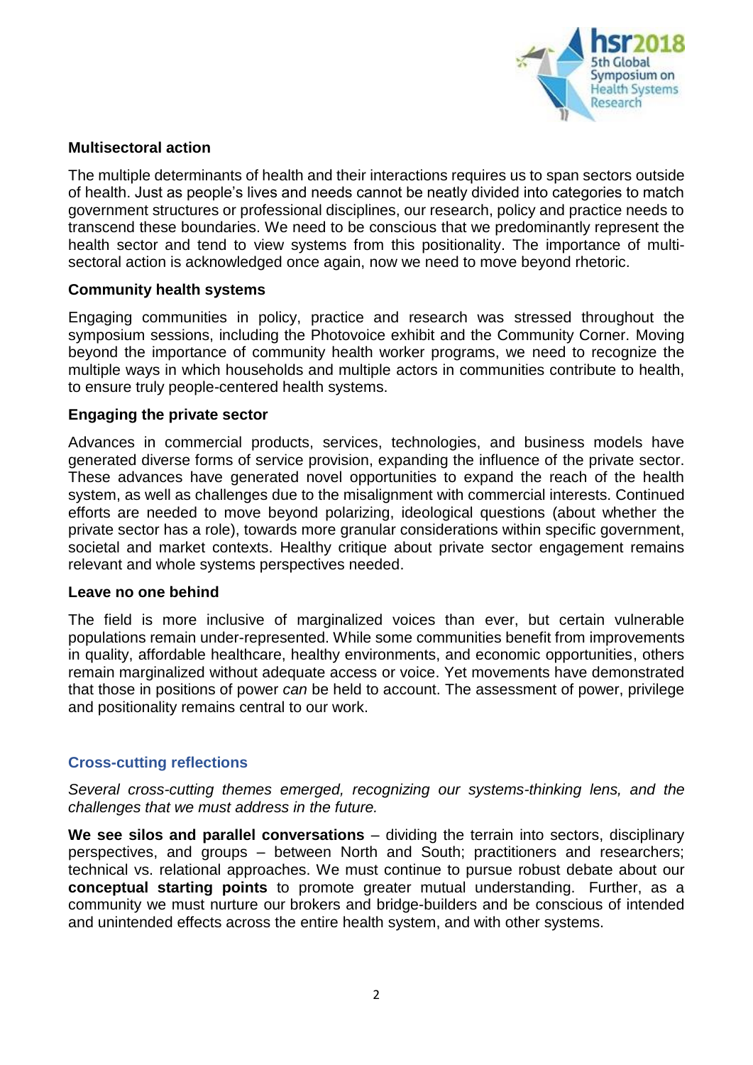### Multisectoral action

The multiple determinants of health and their interactions requires us to span sectors outside of health. Just as people's lives and needs cannot be neatly divided into categories to match government structures or professional disciplines, our research, policy and practice needs to transcend these boundaries. We need to be conscious that we predominantly represent the health sector and tend to view systems from this positionality. The importance of multi-sectoral action is acknowledged once again, now we need to move beyond rhetoric.

### Community health systems

Engaging communities in policy, practice and research was stressed throughout the symposium sessions, including the Photovoice exhibit and the Community Corner. Moving beyond the importance of community health worker programs, we need to recognize the multiple ways in which households and multiple actors in communities contribute to health, to ensure truly people-centered health systems.

### Engaging the private sector

Advances in commercial products, services, technologies, and business models have generated diverse forms of service provision, expanding the influence of the private sector. These advances have generated novel opportunities to expand the reach of the health system, as well as challenges due to the misalignment with commercial interests. Continued efforts are needed to move beyond polarizing, ideological questions (about whether the private sector has a role), towards more granular considerations within specific government, societal and market contexts. Healthy critique about private sector engagement remains relevant and whole systems perspectives needed.

### Leave no one behind

The field is more inclusive of marginalized voices than ever, but certain vulnerable populations remain under-represented. While some communities benefit from improvements in quality, affordable healthcare, healthy environments, and economic opportunities, others remain marginalized without adequate access or voice. Yet movements have demonstrated that those in positions of power *can* be held to account. The assessment of power, privilege and positionality remains central to our work.

## Cross-cutting reflections

*Several cross-cutting themes emerged, recognizing our systems-thinking lens, and the challenges that we must address in the future.*

**We see silos and parallel conversations** – dividing the terrain into sectors, disciplinary perspectives, and groups – between North and South; practitioners and researchers; technical vs. relational approaches. We must continue to pursue robust debate about our **conceptual starting points** to promote greater mutual understanding. Further, as a community we must nurture our brokers and bridge-builders and be conscious of intended and unintended effects across the entire health system, and with other systems.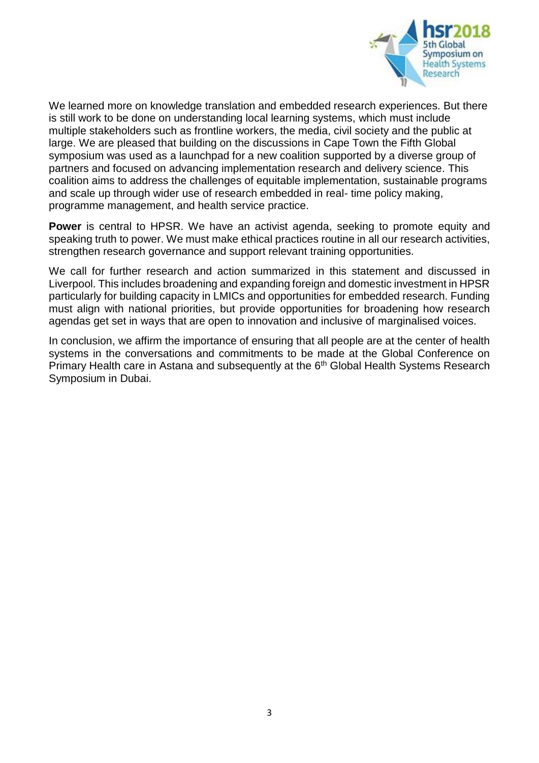We learned more on knowledge translation and embedded research experiences. But there is still work to be done on understanding local learning systems, which must include multiple stakeholders such as frontline workers, the media, civil society and the public at large. We are pleased that building on the discussions in Cape Town the Fifth Global symposium was used as a launchpad for a new coalition supported by a diverse group of partners and focused on advancing implementation research and delivery science. This coalition aims to address the challenges of equitable implementation, sustainable programs and scale up through wider use of research embedded in real- time policy making, programme management, and health service practice.

**Power** is central to HPSR. We have an activist agenda, seeking to promote equity and speaking truth to power. We must make ethical practices routine in all our research activities, strengthen research governance and support relevant training opportunities.

We call for further research and action summarized in this statement and discussed in Liverpool. This includes broadening and expanding foreign and domestic investment in HPSR particularly for building capacity in LMICs and opportunities for embedded research. Funding must align with national priorities, but provide opportunities for broadening how research agendas get set in ways that are open to innovation and inclusive of marginalised voices.

In conclusion, we affirm the importance of ensuring that all people are at the center of health systems in the conversations and commitments to be made at the Global Conference on Primary Health care in Astana and subsequently at the 6th Global Health Systems Research Symposium in Dubai.